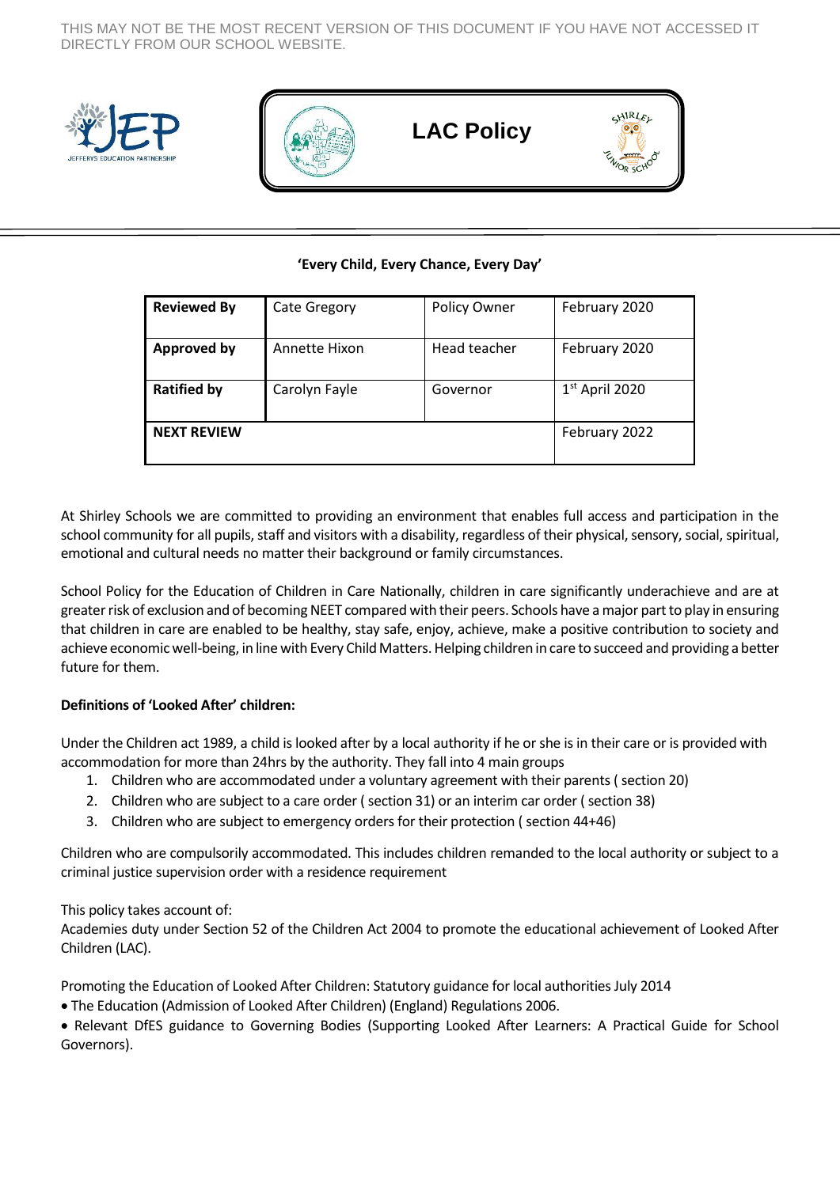THIS MAY NOT BE THE MOST RECENT VERSION OF THIS DOCUMENT IF YOU HAVE NOT ACCESSED IT DIRECTLY FROM OUR SCHOOL WEBSITE.

# LAC Policy

**'Every Child, Every Chance, Every Day'**

| **Reviewed By** | Cate Gregory | Policy Owner | February 2020 |
|---|---|---|---|
| **Approved by** | Annette Hixon | Head teacher | February 2020 |
| **Ratified by** | Carolyn Fayle | Governor | 1st April 2020 |
| **NEXT REVIEW** | | | February 2022 |

At Shirley Schools we are committed to providing an environment that enables full access and participation in the school community for all pupils, staff and visitors with a disability, regardless of their physical, sensory, social, spiritual, emotional and cultural needs no matter their background or family circumstances.

School Policy for the Education of Children in Care Nationally, children in care significantly underachieve and are at greater risk of exclusion and of becoming NEET compared with their peers. Schools have a major part to play in ensuring that children in care are enabled to be healthy, stay safe, enjoy, achieve, make a positive contribution to society and achieve economic well-being, in line with Every Child Matters. Helping children in care to succeed and providing a better future for them.

**Definitions of 'Looked After' children:**

Under the Children act 1989, a child is looked after by a local authority if he or she is in their care or is provided with accommodation for more than 24hrs by the authority. They fall into 4 main groups

1. Children who are accommodated under a voluntary agreement with their parents ( section 20)
2. Children who are subject to a care order ( section 31) or an interim car order ( section 38)
3. Children who are subject to emergency orders for their protection ( section 44+46)

Children who are compulsorily accommodated. This includes children remanded to the local authority or subject to a criminal justice supervision order with a residence requirement

This policy takes account of:
Academies duty under Section 52 of the Children Act 2004 to promote the educational achievement of Looked After Children (LAC).

Promoting the Education of Looked After Children: Statutory guidance for local authorities July 2014

- The Education (Admission of Looked After Children) (England) Regulations 2006.
- Relevant DfES guidance to Governing Bodies (Supporting Looked After Learners: A Practical Guide for School Governors).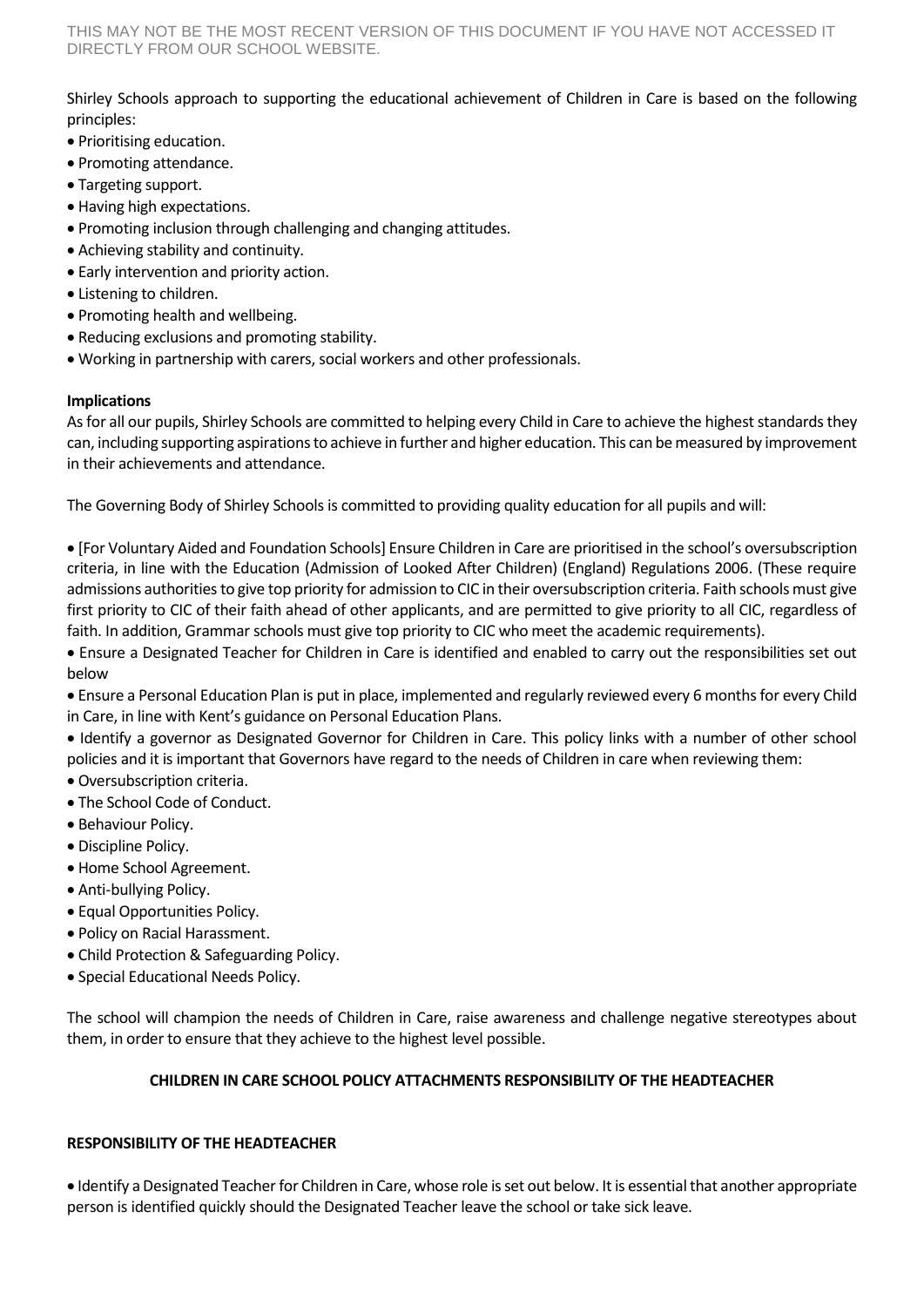Shirley Schools approach to supporting the educational achievement of Children in Care is based on the following principles:

- Prioritising education.
- Promoting attendance.
- Targeting support.
- Having high expectations.
- Promoting inclusion through challenging and changing attitudes.
- Achieving stability and continuity.
- Early intervention and priority action.
- Listening to children.
- Promoting health and wellbeing.
- Reducing exclusions and promoting stability.
- Working in partnership with carers, social workers and other professionals.

**Implications**

As for all our pupils, Shirley Schools are committed to helping every Child in Care to achieve the highest standards they can, including supporting aspirations to achieve in further and higher education. This can be measured by improvement in their achievements and attendance.

The Governing Body of Shirley Schools is committed to providing quality education for all pupils and will:

- [For Voluntary Aided and Foundation Schools] Ensure Children in Care are prioritised in the school's oversubscription criteria, in line with the Education (Admission of Looked After Children) (England) Regulations 2006. (These require admissions authorities to give top priority for admission to CIC in their oversubscription criteria. Faith schools must give first priority to CIC of their faith ahead of other applicants, and are permitted to give priority to all CIC, regardless of faith. In addition, Grammar schools must give top priority to CIC who meet the academic requirements).
- Ensure a Designated Teacher for Children in Care is identified and enabled to carry out the responsibilities set out below
- Ensure a Personal Education Plan is put in place, implemented and regularly reviewed every 6 months for every Child in Care, in line with Kent's guidance on Personal Education Plans.
- Identify a governor as Designated Governor for Children in Care. This policy links with a number of other school policies and it is important that Governors have regard to the needs of Children in care when reviewing them:
- Oversubscription criteria.
- The School Code of Conduct.
- Behaviour Policy.
- Discipline Policy.
- Home School Agreement.
- Anti-bullying Policy.
- Equal Opportunities Policy.
- Policy on Racial Harassment.
- Child Protection & Safeguarding Policy.
- Special Educational Needs Policy.

The school will champion the needs of Children in Care, raise awareness and challenge negative stereotypes about them, in order to ensure that they achieve to the highest level possible.

## CHILDREN IN CARE SCHOOL POLICY ATTACHMENTS RESPONSIBILITY OF THE HEADTEACHER

### RESPONSIBILITY OF THE HEADTEACHER

- Identify a Designated Teacher for Children in Care, whose role is set out below. It is essential that another appropriate person is identified quickly should the Designated Teacher leave the school or take sick leave.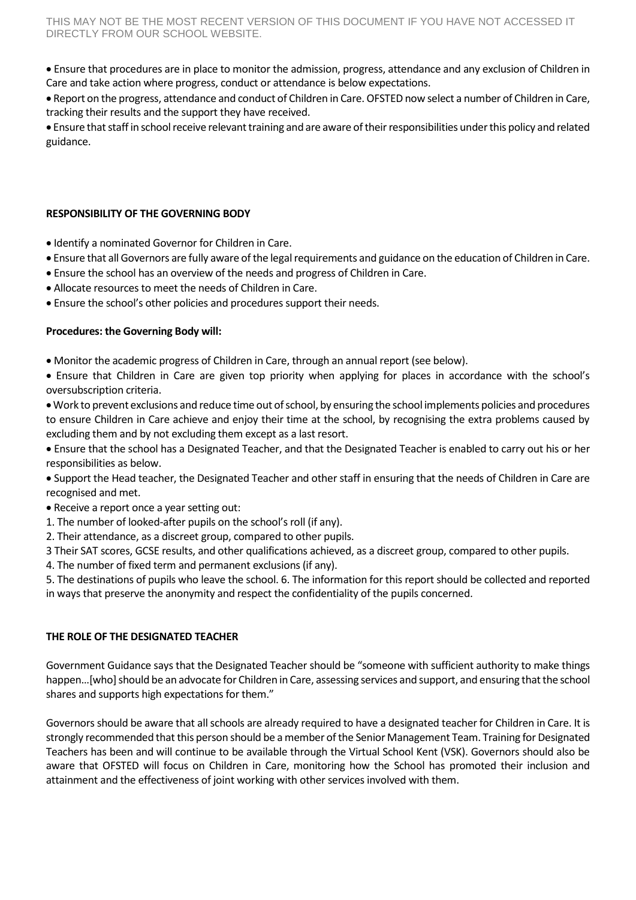- Ensure that procedures are in place to monitor the admission, progress, attendance and any exclusion of Children in Care and take action where progress, conduct or attendance is below expectations.
- Report on the progress, attendance and conduct of Children in Care. OFSTED now select a number of Children in Care, tracking their results and the support they have received.
- Ensure that staff in school receive relevant training and are aware of their responsibilities under this policy and related guidance.

**RESPONSIBILITY OF THE GOVERNING BODY**

- Identify a nominated Governor for Children in Care.
- Ensure that all Governors are fully aware of the legal requirements and guidance on the education of Children in Care.
- Ensure the school has an overview of the needs and progress of Children in Care.
- Allocate resources to meet the needs of Children in Care.
- Ensure the school's other policies and procedures support their needs.

**Procedures: the Governing Body will:**

- Monitor the academic progress of Children in Care, through an annual report (see below).
- Ensure that Children in Care are given top priority when applying for places in accordance with the school's oversubscription criteria.
- Work to prevent exclusions and reduce time out of school, by ensuring the school implements policies and procedures to ensure Children in Care achieve and enjoy their time at the school, by recognising the extra problems caused by excluding them and by not excluding them except as a last resort.
- Ensure that the school has a Designated Teacher, and that the Designated Teacher is enabled to carry out his or her responsibilities as below.
- Support the Head teacher, the Designated Teacher and other staff in ensuring that the needs of Children in Care are recognised and met.
- Receive a report once a year setting out:

1. The number of looked-after pupils on the school's roll (if any).
2. Their attendance, as a discreet group, compared to other pupils.

3 Their SAT scores, GCSE results, and other qualifications achieved, as a discreet group, compared to other pupils.

4. The number of fixed term and permanent exclusions (if any).
5. The destinations of pupils who leave the school. 6. The information for this report should be collected and reported in ways that preserve the anonymity and respect the confidentiality of the pupils concerned.

**THE ROLE OF THE DESIGNATED TEACHER**

Government Guidance says that the Designated Teacher should be "someone with sufficient authority to make things happen…[who] should be an advocate for Children in Care, assessing services and support, and ensuring that the school shares and supports high expectations for them."

Governors should be aware that all schools are already required to have a designated teacher for Children in Care. It is strongly recommended that this person should be a member of the Senior Management Team. Training for Designated Teachers has been and will continue to be available through the Virtual School Kent (VSK). Governors should also be aware that OFSTED will focus on Children in Care, monitoring how the School has promoted their inclusion and attainment and the effectiveness of joint working with other services involved with them.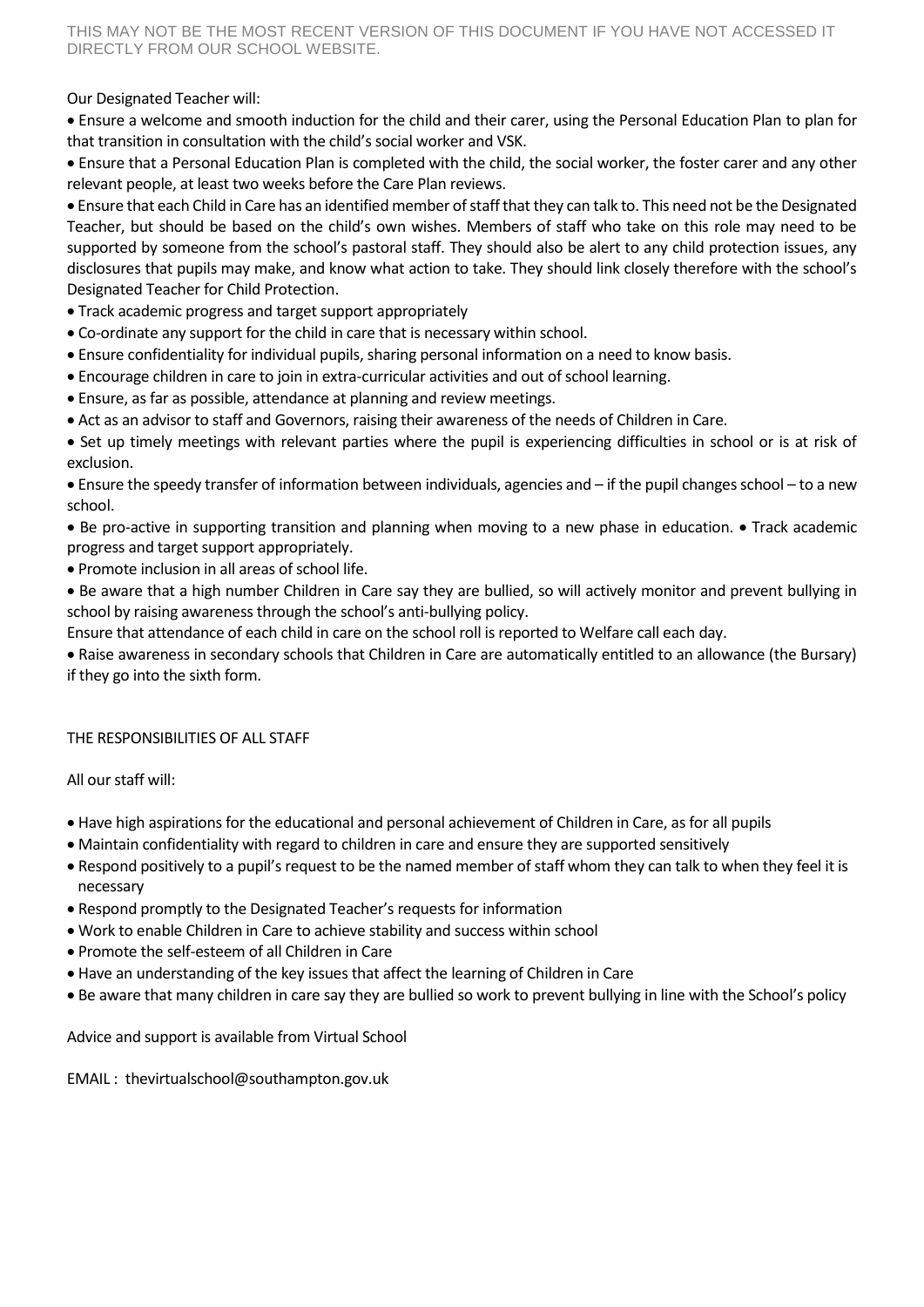Our Designated Teacher will:

- Ensure a welcome and smooth induction for the child and their carer, using the Personal Education Plan to plan for that transition in consultation with the child's social worker and VSK.
- Ensure that a Personal Education Plan is completed with the child, the social worker, the foster carer and any other relevant people, at least two weeks before the Care Plan reviews.
- Ensure that each Child in Care has an identified member of staff that they can talk to. This need not be the Designated Teacher, but should be based on the child's own wishes. Members of staff who take on this role may need to be supported by someone from the school's pastoral staff. They should also be alert to any child protection issues, any disclosures that pupils may make, and know what action to take. They should link closely therefore with the school's Designated Teacher for Child Protection.
- Track academic progress and target support appropriately
- Co-ordinate any support for the child in care that is necessary within school.
- Ensure confidentiality for individual pupils, sharing personal information on a need to know basis.
- Encourage children in care to join in extra-curricular activities and out of school learning.
- Ensure, as far as possible, attendance at planning and review meetings.
- Act as an advisor to staff and Governors, raising their awareness of the needs of Children in Care.
- Set up timely meetings with relevant parties where the pupil is experiencing difficulties in school or is at risk of exclusion.
- Ensure the speedy transfer of information between individuals, agencies and – if the pupil changes school – to a new school.
- Be pro-active in supporting transition and planning when moving to a new phase in education. • Track academic progress and target support appropriately.
- Promote inclusion in all areas of school life.
- Be aware that a high number Children in Care say they are bullied, so will actively monitor and prevent bullying in school by raising awareness through the school's anti-bullying policy.

Ensure that attendance of each child in care on the school roll is reported to Welfare call each day.

- Raise awareness in secondary schools that Children in Care are automatically entitled to an allowance (the Bursary) if they go into the sixth form.

THE RESPONSIBILITIES OF ALL STAFF

All our staff will:

- Have high aspirations for the educational and personal achievement of Children in Care, as for all pupils
- Maintain confidentiality with regard to children in care and ensure they are supported sensitively
- Respond positively to a pupil's request to be the named member of staff whom they can talk to when they feel it is necessary
- Respond promptly to the Designated Teacher's requests for information
- Work to enable Children in Care to achieve stability and success within school
- Promote the self-esteem of all Children in Care
- Have an understanding of the key issues that affect the learning of Children in Care
- Be aware that many children in care say they are bullied so work to prevent bullying in line with the School's policy

Advice and support is available from Virtual School

EMAIL : thevirtualschool@southampton.gov.uk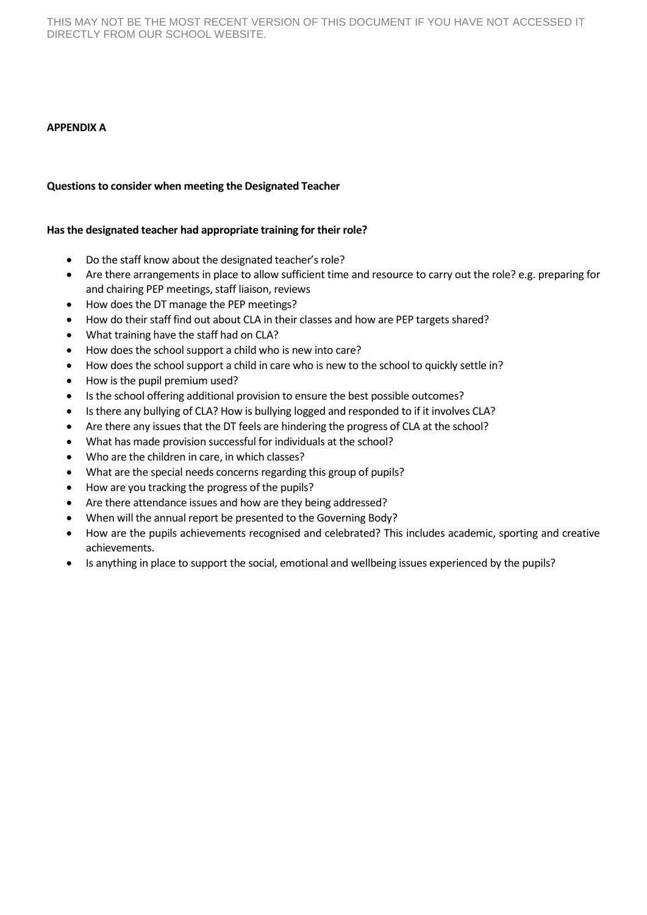**APPENDIX A**

**Questions to consider when meeting the Designated Teacher**

**Has the designated teacher had appropriate training for their role?**

- Do the staff know about the designated teacher's role?
- Are there arrangements in place to allow sufficient time and resource to carry out the role? e.g. preparing for and chairing PEP meetings, staff liaison, reviews
- How does the DT manage the PEP meetings?
- How do their staff find out about CLA in their classes and how are PEP targets shared?
- What training have the staff had on CLA?
- How does the school support a child who is new into care?
- How does the school support a child in care who is new to the school to quickly settle in?
- How is the pupil premium used?
- Is the school offering additional provision to ensure the best possible outcomes?
- Is there any bullying of CLA? How is bullying logged and responded to if it involves CLA?
- Are there any issues that the DT feels are hindering the progress of CLA at the school?
- What has made provision successful for individuals at the school?
- Who are the children in care, in which classes?
- What are the special needs concerns regarding this group of pupils?
- How are you tracking the progress of the pupils?
- Are there attendance issues and how are they being addressed?
- When will the annual report be presented to the Governing Body?
- How are the pupils achievements recognised and celebrated? This includes academic, sporting and creative achievements.
- Is anything in place to support the social, emotional and wellbeing issues experienced by the pupils?